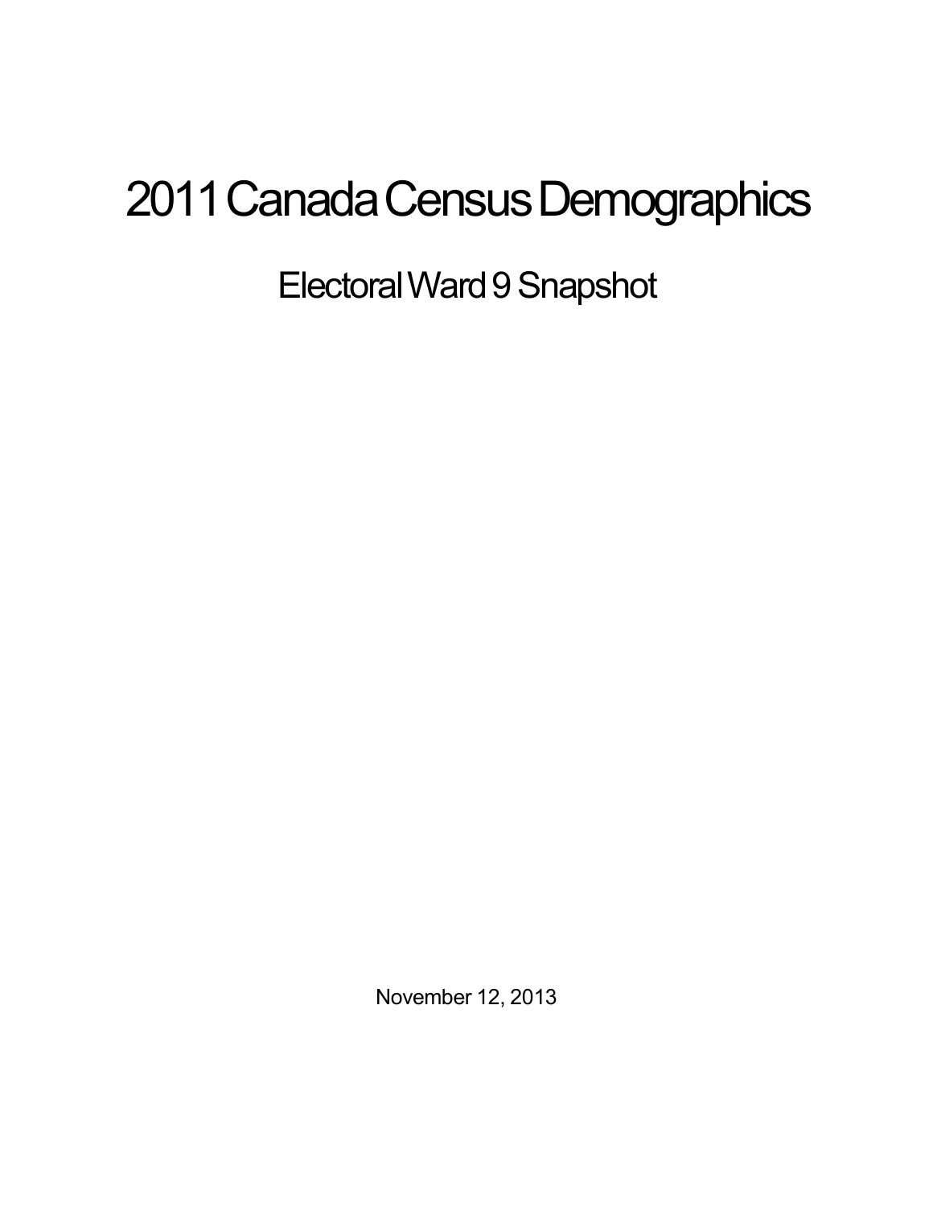# 2011 Canada Census Demographics

## Electoral Ward 9 Snapshot

November 12, 2013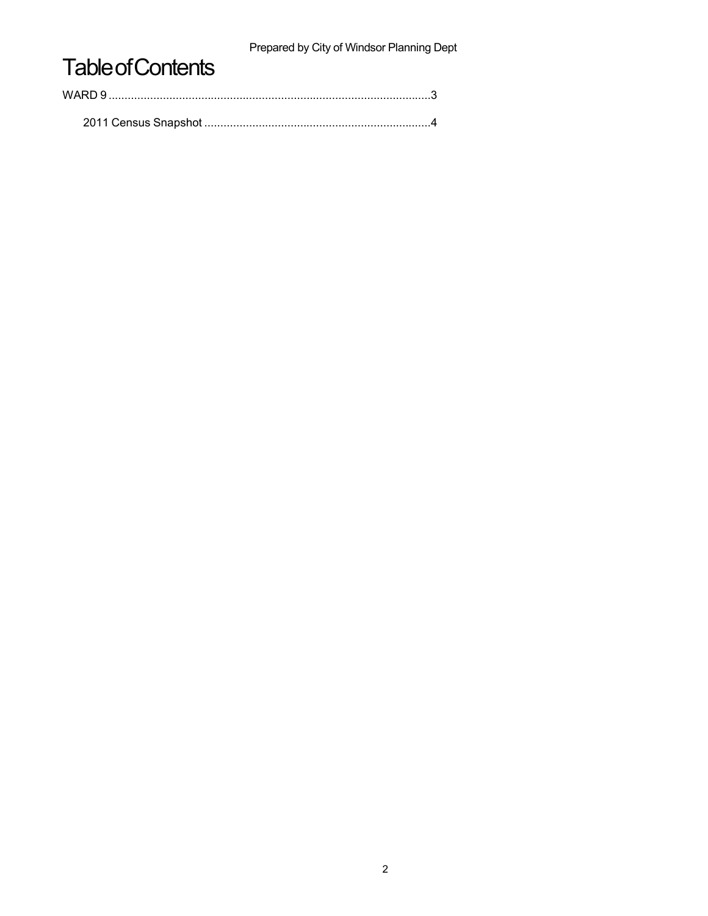# Table of Contents

WARD 9 .....................................................................................................3

  2011 Census Snapshot .......................................................................4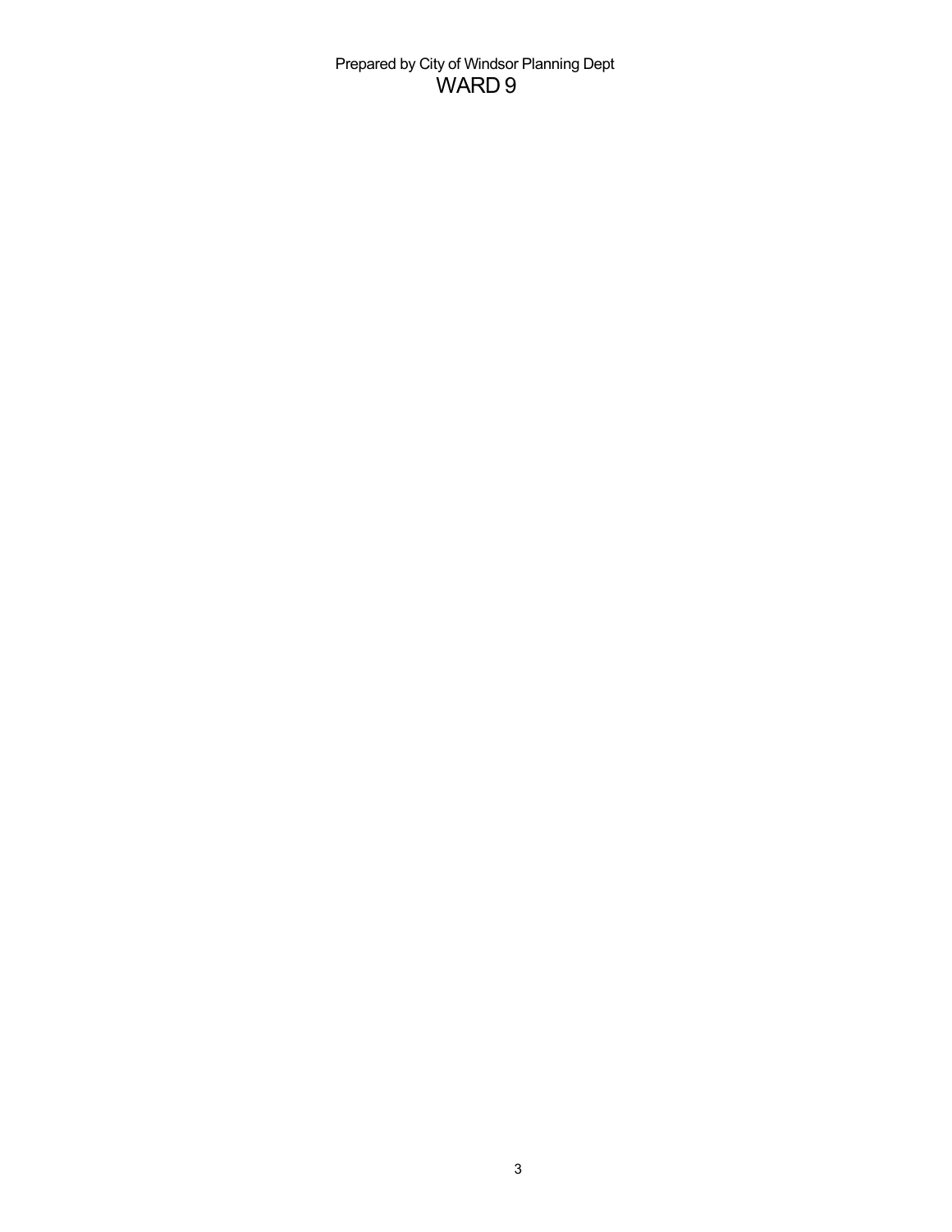Prepared by City of Windsor Planning Dept

# WARD 9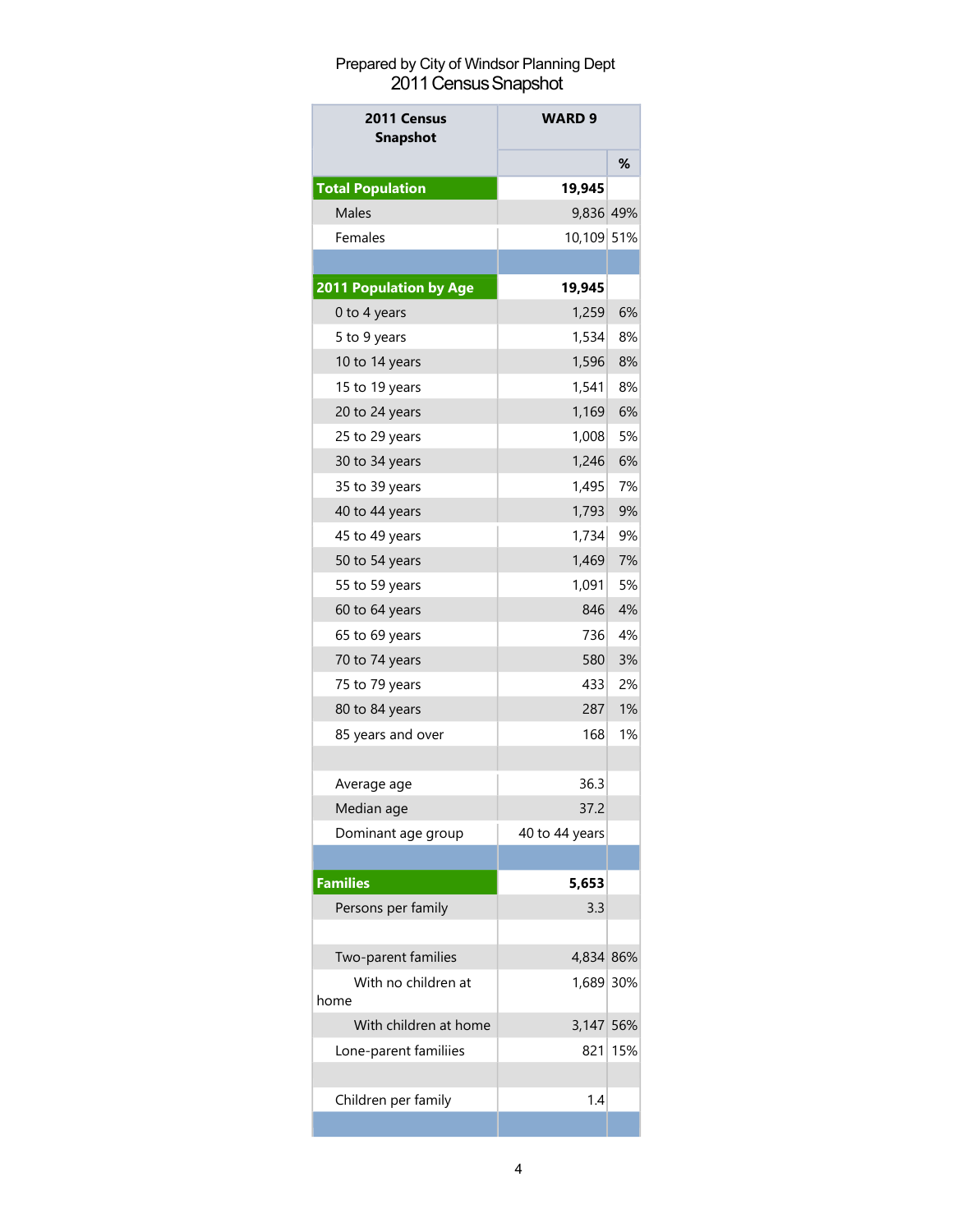Prepared by City of Windsor Planning Dept
2011 Census Snapshot

| 2011 Census Snapshot | WARD 9 | |
|---|---|---|
| | | % |
| **Total Population** | **19,945** | |
| Males | 9,836 | 49% |
| Females | 10,109 | 51% |
| | | |
| **2011 Population by Age** | **19,945** | |
| 0 to 4 years | 1,259 | 6% |
| 5 to 9 years | 1,534 | 8% |
| 10 to 14 years | 1,596 | 8% |
| 15 to 19 years | 1,541 | 8% |
| 20 to 24 years | 1,169 | 6% |
| 25 to 29 years | 1,008 | 5% |
| 30 to 34 years | 1,246 | 6% |
| 35 to 39 years | 1,495 | 7% |
| 40 to 44 years | 1,793 | 9% |
| 45 to 49 years | 1,734 | 9% |
| 50 to 54 years | 1,469 | 7% |
| 55 to 59 years | 1,091 | 5% |
| 60 to 64 years | 846 | 4% |
| 65 to 69 years | 736 | 4% |
| 70 to 74 years | 580 | 3% |
| 75 to 79 years | 433 | 2% |
| 80 to 84 years | 287 | 1% |
| 85 years and over | 168 | 1% |
| | | |
| Average age | 36.3 | |
| Median age | 37.2 | |
| Dominant age group | 40 to 44 years | |
| | | |
| **Families** | **5,653** | |
| Persons per family | 3.3 | |
| | | |
| Two-parent families | 4,834 | 86% |
| With no children at home | 1,689 | 30% |
| With children at home | 3,147 | 56% |
| Lone-parent familiies | 821 | 15% |
| | | |
| Children per family | 1.4 | |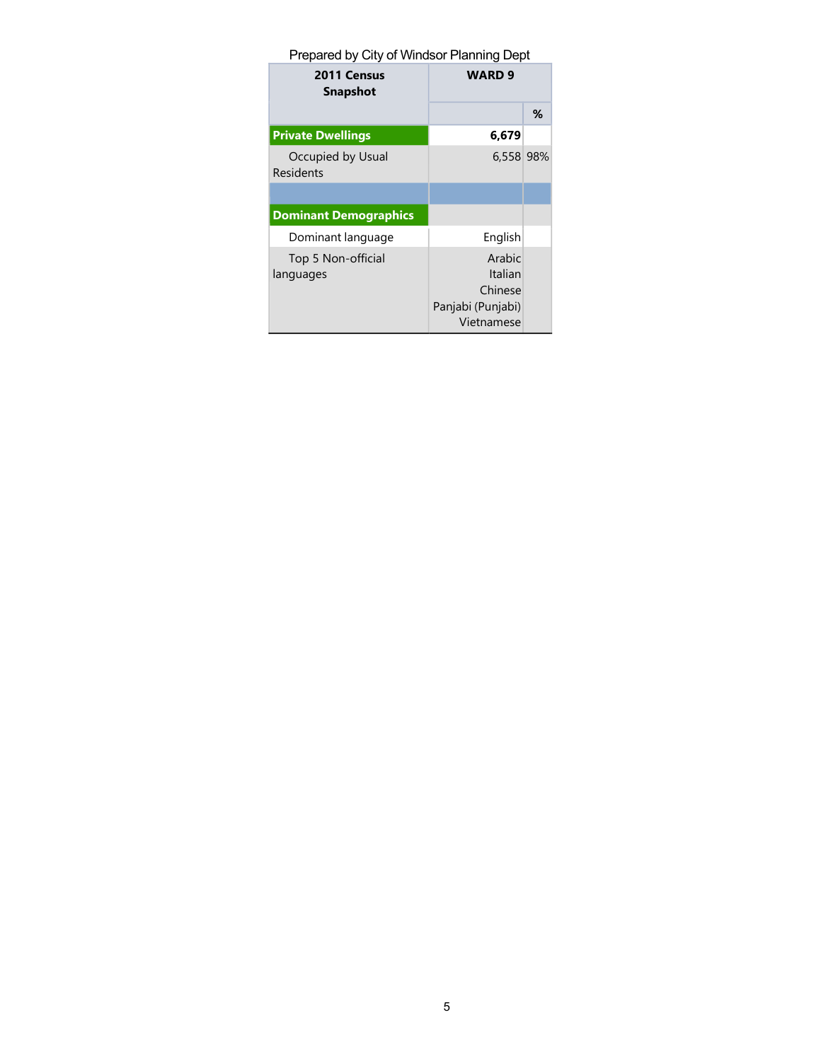Prepared by City of Windsor Planning Dept

| 2011 Census Snapshot | WARD 9 | |
|---|---|---|
| | | % |
| **Private Dwellings** | **6,679** | |
| Occupied by Usual Residents | 6,558 | 98% |
| | | |
| **Dominant Demographics** | | |
| Dominant language | English | |
| Top 5 Non-official languages | Arabic<br>Italian<br>Chinese<br>Panjabi (Punjabi)<br>Vietnamese | |